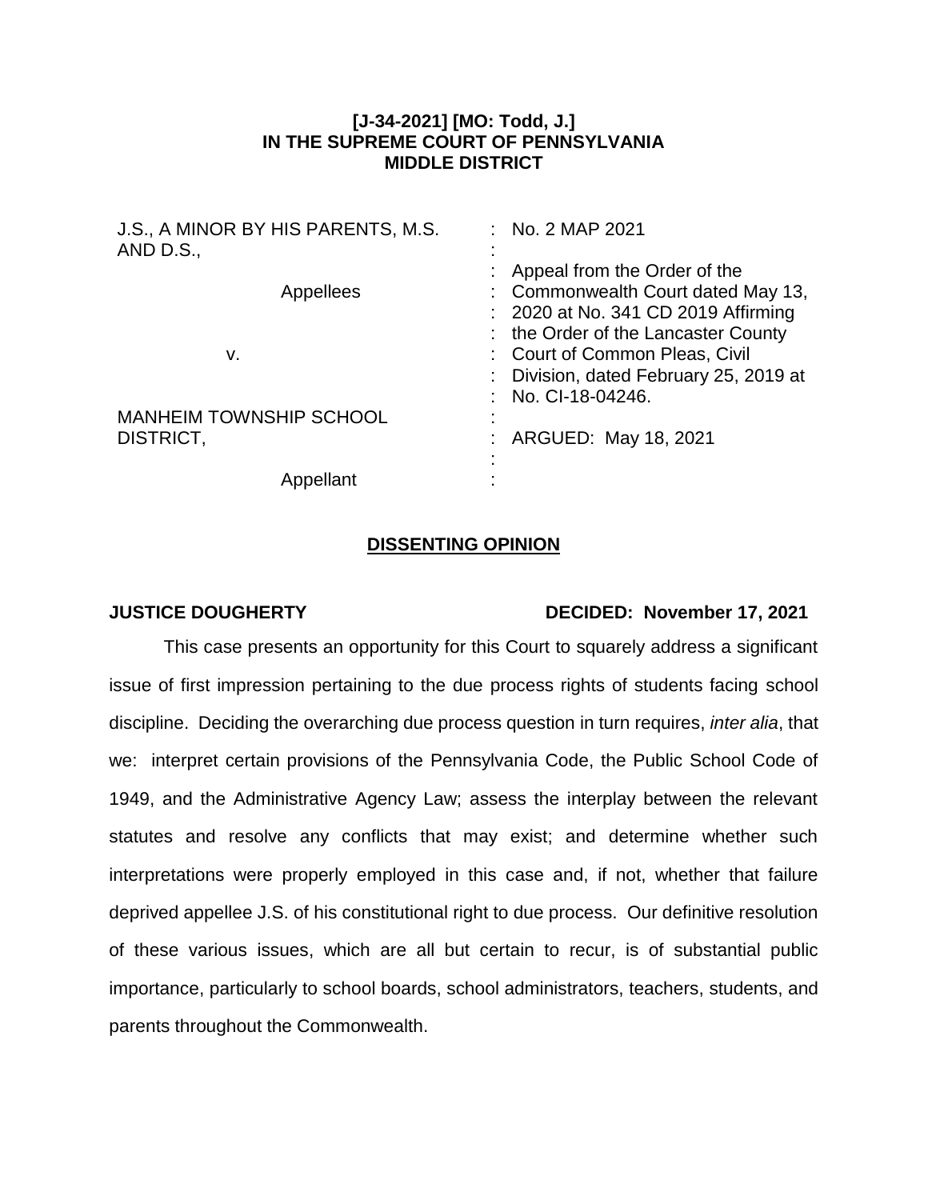**[J-34-2021] [MO: Todd, J.]**
**IN THE SUPREME COURT OF PENNSYLVANIA**
**MIDDLE DISTRICT**

| | | |
|---|---|---|
| J.S., A MINOR BY HIS PARENTS, M.S. AND D.S., | : | No. 2 MAP 2021 |
| Appellees | : | Appeal from the Order of the Commonwealth Court dated May 13, 2020 at No. 341 CD 2019 Affirming the Order of the Lancaster County Court of Common Pleas, Civil Division, dated February 25, 2019 at No. CI-18-04246. |
| v. | : | |
| MANHEIM TOWNSHIP SCHOOL DISTRICT, | : | ARGUED: May 18, 2021 |
| Appellant | : | |

## DISSENTING OPINION

**JUSTICE DOUGHERTY** **DECIDED: November 17, 2021**

This case presents an opportunity for this Court to squarely address a significant issue of first impression pertaining to the due process rights of students facing school discipline. Deciding the overarching due process question in turn requires, *inter alia*, that we: interpret certain provisions of the Pennsylvania Code, the Public School Code of 1949, and the Administrative Agency Law; assess the interplay between the relevant statutes and resolve any conflicts that may exist; and determine whether such interpretations were properly employed in this case and, if not, whether that failure deprived appellee J.S. of his constitutional right to due process. Our definitive resolution of these various issues, which are all but certain to recur, is of substantial public importance, particularly to school boards, school administrators, teachers, students, and parents throughout the Commonwealth.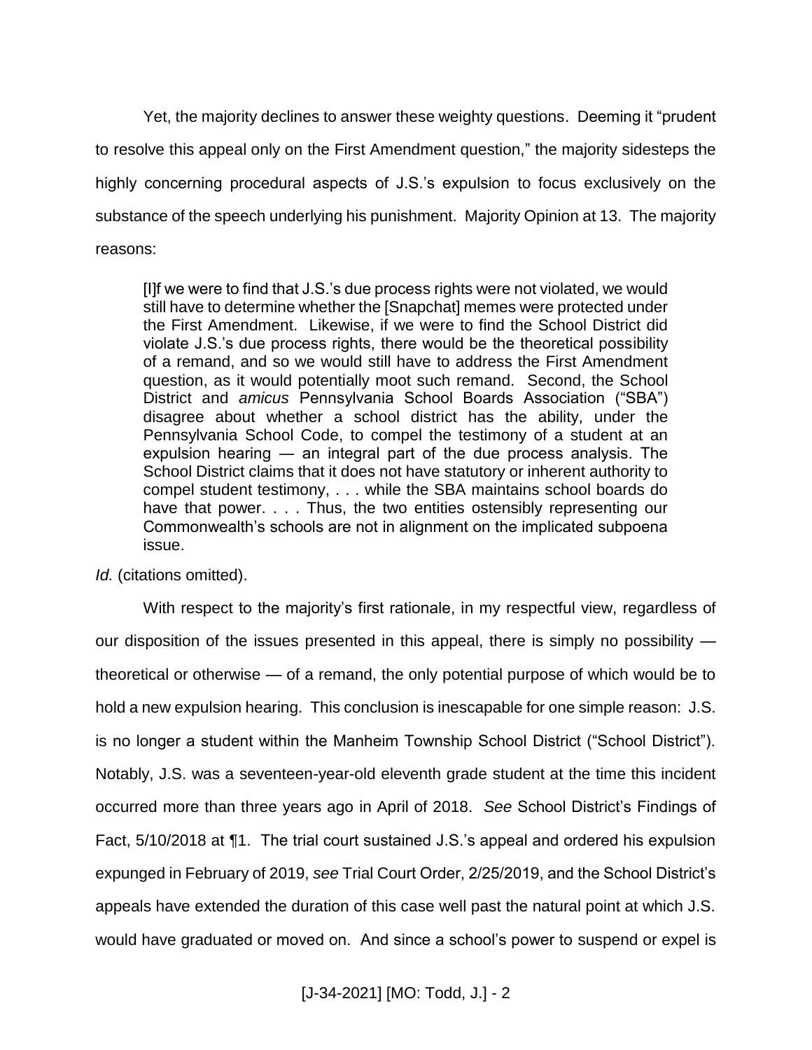Yet, the majority declines to answer these weighty questions. Deeming it "prudent to resolve this appeal only on the First Amendment question," the majority sidesteps the highly concerning procedural aspects of J.S.'s expulsion to focus exclusively on the substance of the speech underlying his punishment. Majority Opinion at 13. The majority reasons:

> [I]f we were to find that J.S.'s due process rights were not violated, we would still have to determine whether the [Snapchat] memes were protected under the First Amendment. Likewise, if we were to find the School District did violate J.S.'s due process rights, there would be the theoretical possibility of a remand, and so we would still have to address the First Amendment question, as it would potentially moot such remand. Second, the School District and *amicus* Pennsylvania School Boards Association ("SBA") disagree about whether a school district has the ability, under the Pennsylvania School Code, to compel the testimony of a student at an expulsion hearing — an integral part of the due process analysis. The School District claims that it does not have statutory or inherent authority to compel student testimony, . . . while the SBA maintains school boards do have that power. . . . Thus, the two entities ostensibly representing our Commonwealth's schools are not in alignment on the implicated subpoena issue.

*Id.* (citations omitted).

With respect to the majority's first rationale, in my respectful view, regardless of our disposition of the issues presented in this appeal, there is simply no possibility — theoretical or otherwise — of a remand, the only potential purpose of which would be to hold a new expulsion hearing. This conclusion is inescapable for one simple reason: J.S. is no longer a student within the Manheim Township School District ("School District"). Notably, J.S. was a seventeen-year-old eleventh grade student at the time this incident occurred more than three years ago in April of 2018. *See* School District's Findings of Fact, 5/10/2018 at ¶1. The trial court sustained J.S.'s appeal and ordered his expulsion expunged in February of 2019, *see* Trial Court Order, 2/25/2019, and the School District's appeals have extended the duration of this case well past the natural point at which J.S. would have graduated or moved on. And since a school's power to suspend or expel is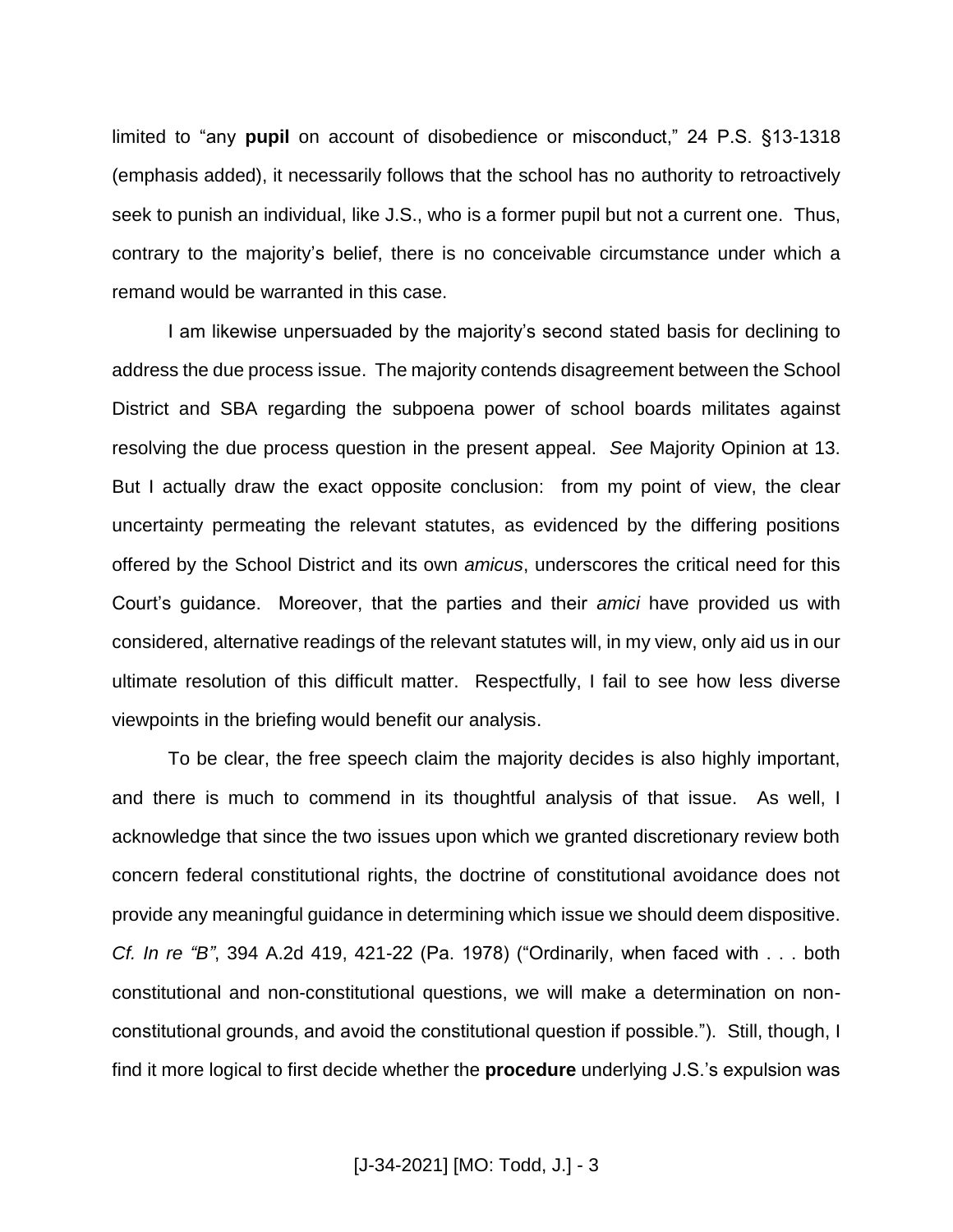limited to "any **pupil** on account of disobedience or misconduct," 24 P.S. §13-1318 (emphasis added), it necessarily follows that the school has no authority to retroactively seek to punish an individual, like J.S., who is a former pupil but not a current one. Thus, contrary to the majority's belief, there is no conceivable circumstance under which a remand would be warranted in this case.

I am likewise unpersuaded by the majority's second stated basis for declining to address the due process issue. The majority contends disagreement between the School District and SBA regarding the subpoena power of school boards militates against resolving the due process question in the present appeal. *See* Majority Opinion at 13. But I actually draw the exact opposite conclusion: from my point of view, the clear uncertainty permeating the relevant statutes, as evidenced by the differing positions offered by the School District and its own *amicus*, underscores the critical need for this Court's guidance. Moreover, that the parties and their *amici* have provided us with considered, alternative readings of the relevant statutes will, in my view, only aid us in our ultimate resolution of this difficult matter. Respectfully, I fail to see how less diverse viewpoints in the briefing would benefit our analysis.

To be clear, the free speech claim the majority decides is also highly important, and there is much to commend in its thoughtful analysis of that issue. As well, I acknowledge that since the two issues upon which we granted discretionary review both concern federal constitutional rights, the doctrine of constitutional avoidance does not provide any meaningful guidance in determining which issue we should deem dispositive. *Cf. In re "B"*, 394 A.2d 419, 421-22 (Pa. 1978) ("Ordinarily, when faced with . . . both constitutional and non-constitutional questions, we will make a determination on non-constitutional grounds, and avoid the constitutional question if possible."). Still, though, I find it more logical to first decide whether the **procedure** underlying J.S.'s expulsion was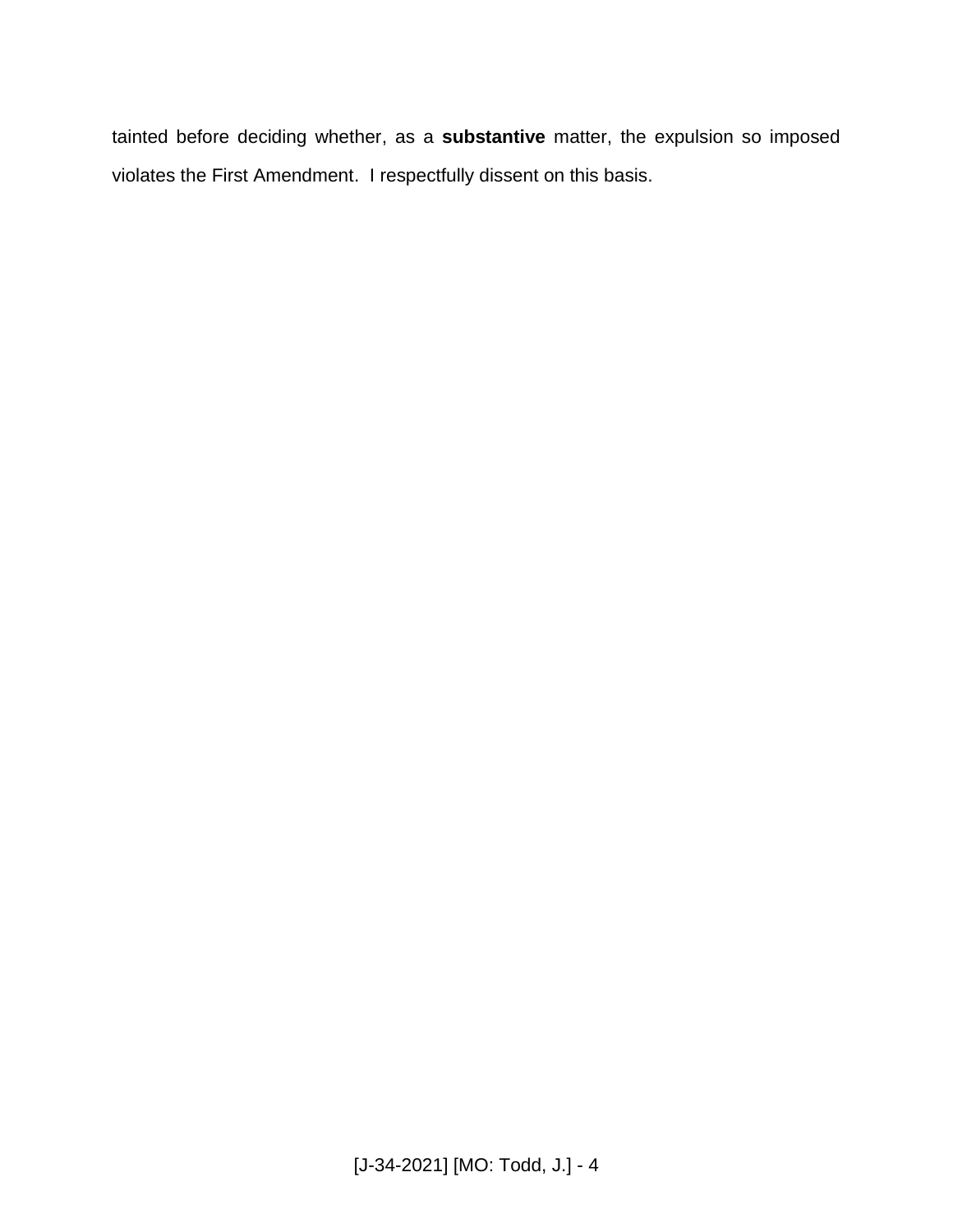tainted before deciding whether, as a **substantive** matter, the expulsion so imposed violates the First Amendment. I respectfully dissent on this basis.